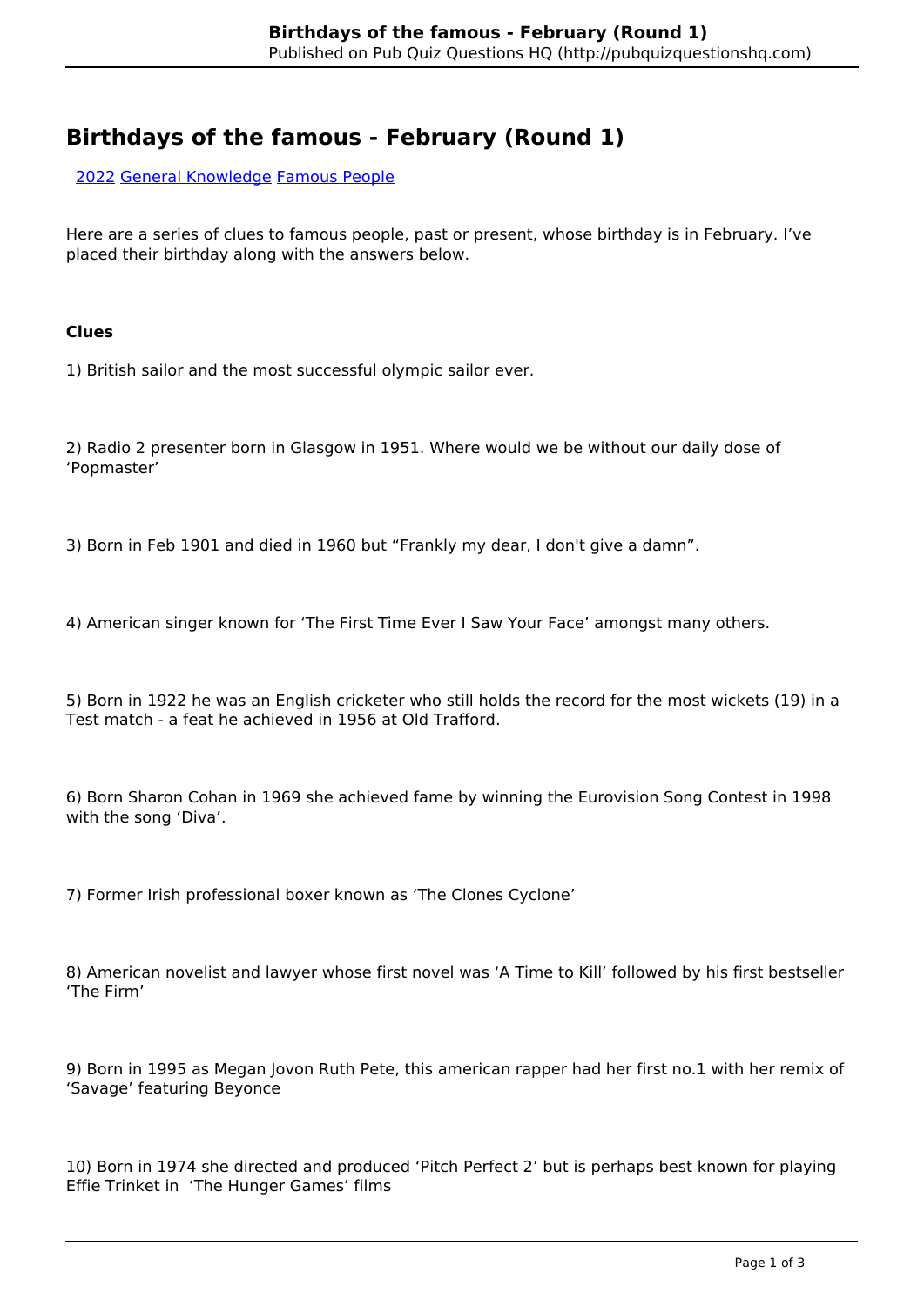# Birthdays of the famous - February (Round 1)

[2022](#) [General Knowledge](#) [Famous People](#)

Here are a series of clues to famous people, past or present, whose birthday is in February. I've placed their birthday along with the answers below.

**Clues**

1) British sailor and the most successful olympic sailor ever.

2) Radio 2 presenter born in Glasgow in 1951. Where would we be without our daily dose of 'Popmaster'

3) Born in Feb 1901 and died in 1960 but "Frankly my dear, I don't give a damn".

4) American singer known for 'The First Time Ever I Saw Your Face' amongst many others.

5) Born in 1922 he was an English cricketer who still holds the record for the most wickets (19) in a Test match - a feat he achieved in 1956 at Old Trafford.

6) Born Sharon Cohan in 1969 she achieved fame by winning the Eurovision Song Contest in 1998 with the song 'Diva'.

7) Former Irish professional boxer known as 'The Clones Cyclone'

8) American novelist and lawyer whose first novel was 'A Time to Kill' followed by his first bestseller 'The Firm'

9) Born in 1995 as Megan Jovon Ruth Pete, this american rapper had her first no.1 with her remix of 'Savage' featuring Beyonce

10) Born in 1974 she directed and produced 'Pitch Perfect 2' but is perhaps best known for playing Effie Trinket in 'The Hunger Games' films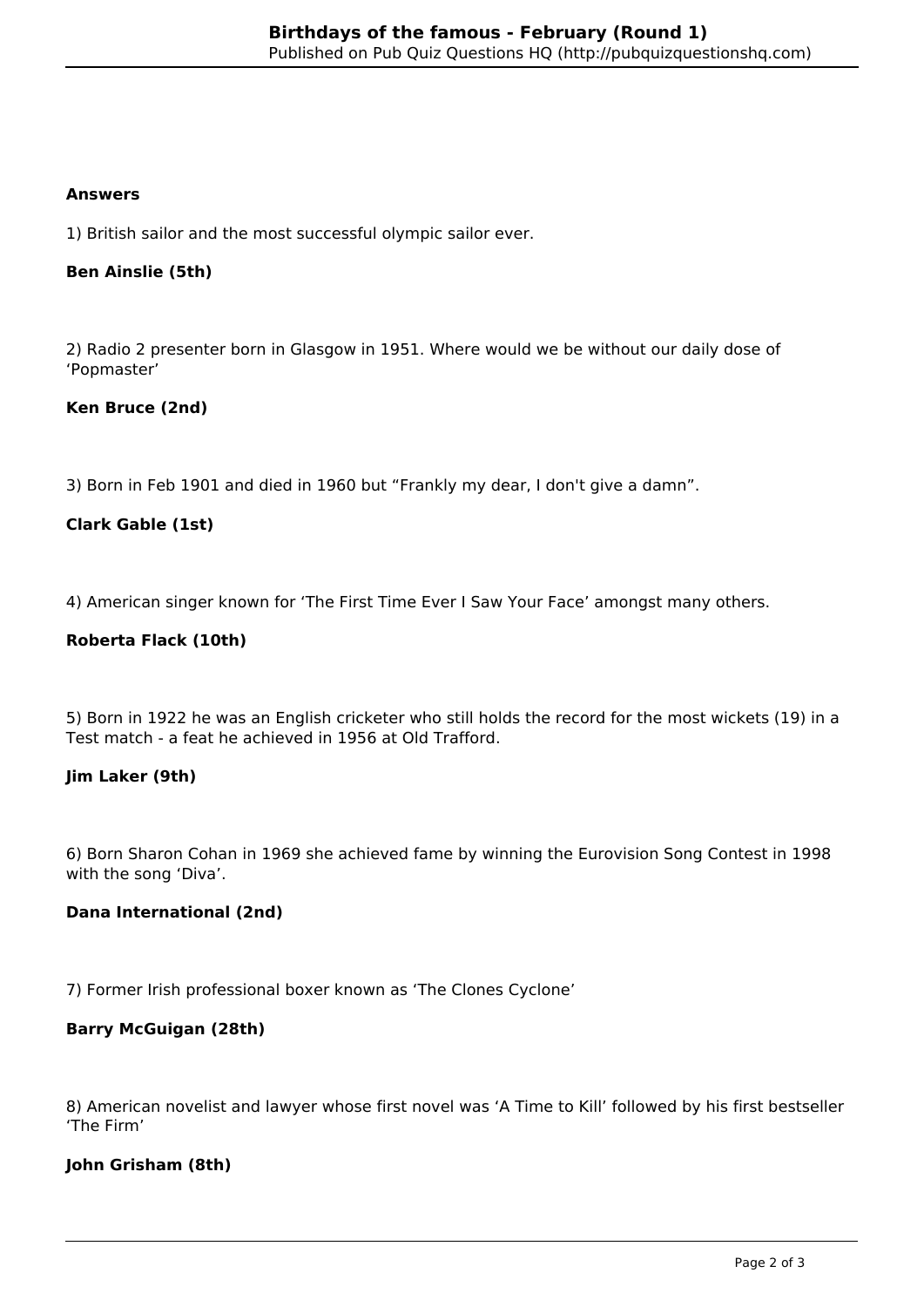**Answers**

1) British sailor and the most successful olympic sailor ever.

**Ben Ainslie (5th)**

2) Radio 2 presenter born in Glasgow in 1951. Where would we be without our daily dose of ‘Popmaster’

**Ken Bruce (2nd)**

3) Born in Feb 1901 and died in 1960 but “Frankly my dear, I don't give a damn”.

**Clark Gable (1st)**

4) American singer known for ‘The First Time Ever I Saw Your Face’ amongst many others.

**Roberta Flack (10th)**

5) Born in 1922 he was an English cricketer who still holds the record for the most wickets (19) in a Test match - a feat he achieved in 1956 at Old Trafford.

**Jim Laker (9th)**

6) Born Sharon Cohan in 1969 she achieved fame by winning the Eurovision Song Contest in 1998 with the song ‘Diva’.

**Dana International (2nd)**

7) Former Irish professional boxer known as ‘The Clones Cyclone’

**Barry McGuigan (28th)**

8) American novelist and lawyer whose first novel was ‘A Time to Kill’ followed by his first bestseller ‘The Firm’

**John Grisham (8th)**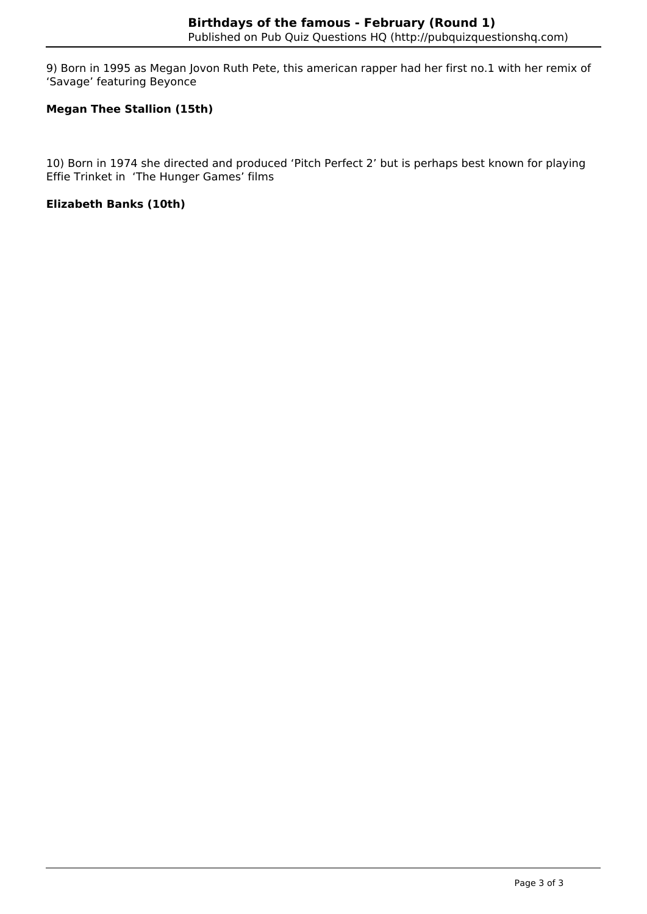9) Born in 1995 as Megan Jovon Ruth Pete, this american rapper had her first no.1 with her remix of ‘Savage’ featuring Beyonce

**Megan Thee Stallion (15th)**

10) Born in 1974 she directed and produced ‘Pitch Perfect 2’ but is perhaps best known for playing Effie Trinket in ‘The Hunger Games’ films

**Elizabeth Banks (10th)**